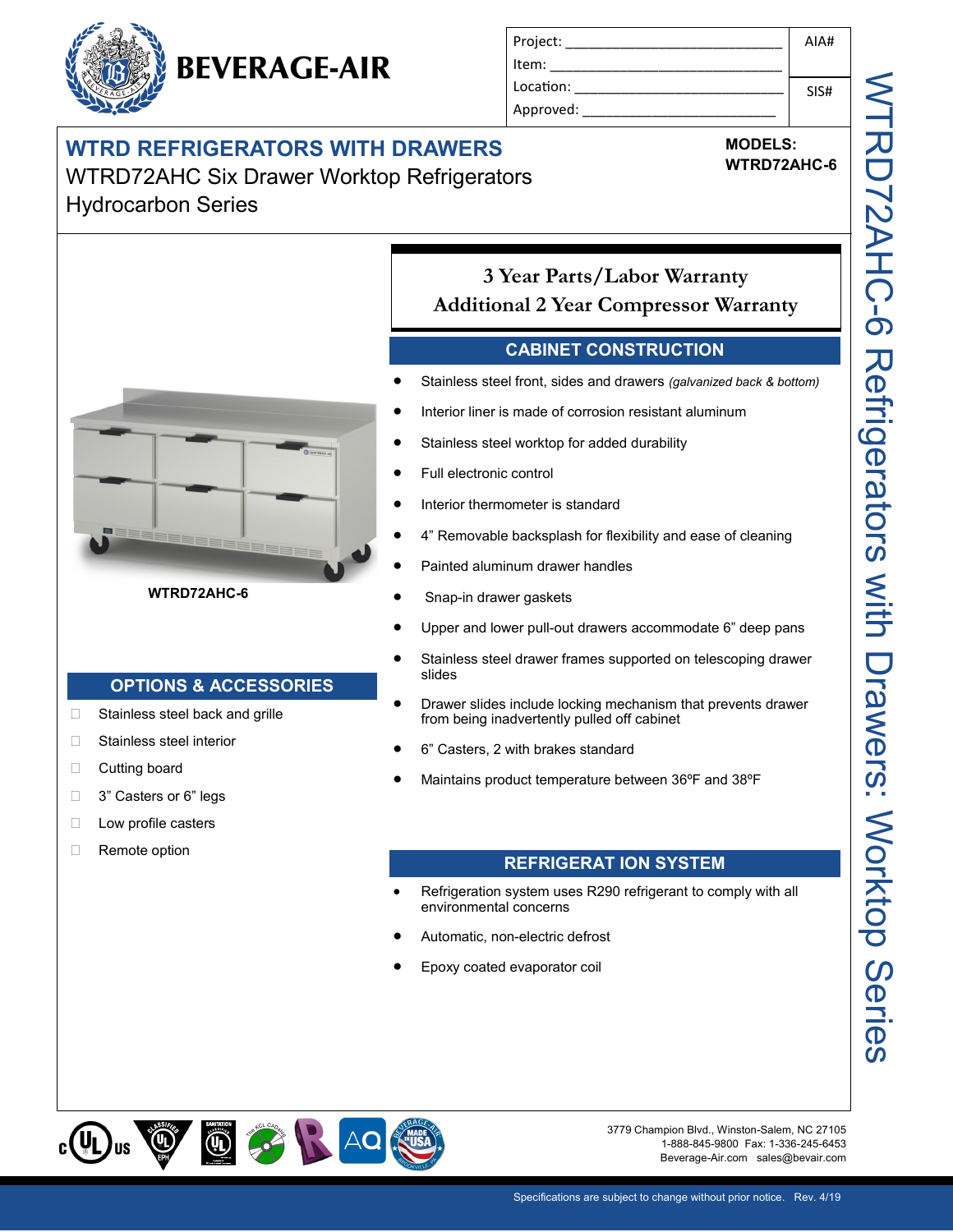# BEVERAGE-AIR

| Project: ______________________ | AIA# |
|---|---|
| Item: ______________________ | |
| Location: ______________________ | SIS# |
| Approved: ______________________ | |

## WTRD REFRIGERATORS WITH DRAWERS

WTRD72AHC Six Drawer Worktop Refrigerators
Hydrocarbon Series

**MODELS:**
**WTRD72AHC-6**

WTRD72AHC-6 Refrigerators with Drawers: Worktop Series

**WTRD72AHC-6**

**3 Year Parts/Labor Warranty**
**Additional 2 Year Compressor Warranty**

## CABINET CONSTRUCTION

- Stainless steel front, sides and drawers *(galvanized back & bottom)*
- Interior liner is made of corrosion resistant aluminum
- Stainless steel worktop for added durability
- Full electronic control
- Interior thermometer is standard
- 4" Removable backsplash for flexibility and ease of cleaning
- Painted aluminum drawer handles
- Snap-in drawer gaskets
- Upper and lower pull-out drawers accommodate 6" deep pans
- Stainless steel drawer frames supported on telescoping drawer slides
- Drawer slides include locking mechanism that prevents drawer from being inadvertently pulled off cabinet
- 6" Casters, 2 with brakes standard
- Maintains product temperature between 36ºF and 38ºF

## OPTIONS & ACCESSORIES

- ☐ Stainless steel back and grille
- ☐ Stainless steel interior
- ☐ Cutting board
- ☐ 3" Casters or 6" legs
- ☐ Low profile casters
- ☐ Remote option

## REFRIGERAT ION SYSTEM

- Refrigeration system uses R290 refrigerant to comply with all environmental concerns
- Automatic, non-electric defrost
- Epoxy coated evaporator coil

3779 Champion Blvd., Winston-Salem, NC 27105
1-888-845-9800 Fax: 1-336-245-6453
Beverage-Air.com sales@bevair.com

Specifications are subject to change without prior notice. Rev. 4/19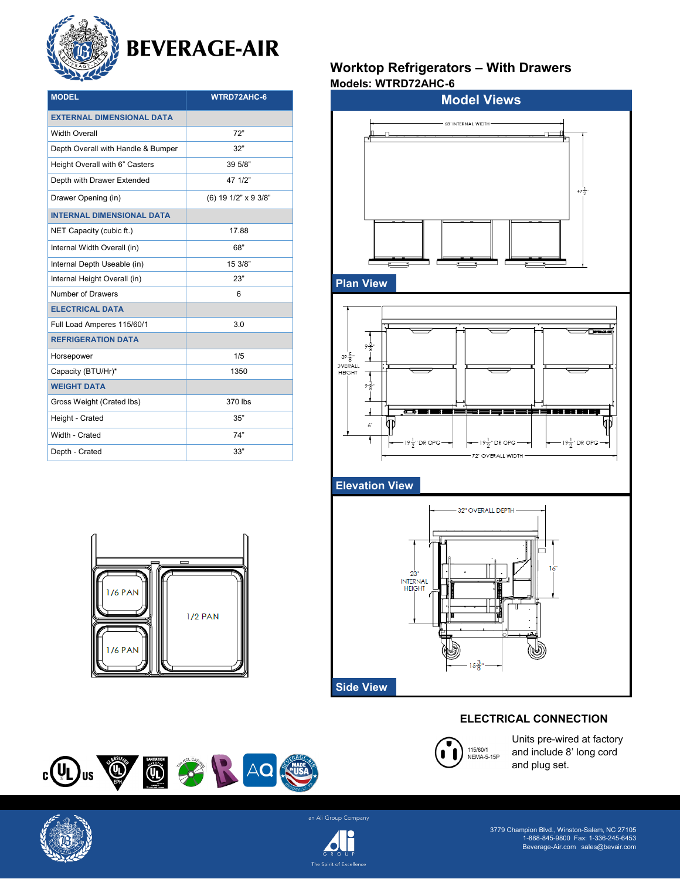# BEVERAGE-AIR

## Worktop Refrigerators – With Drawers

**Models: WTRD72AHC-6**

| MODEL | WTRD72AHC-6 |
|---|---|
| **EXTERNAL DIMENSIONAL DATA** | |
| Width Overall | 72" |
| Depth Overall with Handle & Bumper | 32" |
| Height Overall with 6" Casters | 39 5/8" |
| Depth with Drawer Extended | 47 1/2" |
| Drawer Opening (in) | (6) 19 1/2" x 9 3/8" |
| **INTERNAL DIMENSIONAL DATA** | |
| NET Capacity (cubic ft.) | 17.88 |
| Internal Width Overall (in) | 68" |
| Internal Depth Useable (in) | 15 3/8" |
| Internal Height Overall (in) | 23" |
| Number of Drawers | 6 |
| **ELECTRICAL DATA** | |
| Full Load Amperes 115/60/1 | 3.0 |
| **REFRIGERATION DATA** | |
| Horsepower | 1/5 |
| Capacity (BTU/Hr)* | 1350 |
| **WEIGHT DATA** | |
| Gross Weight (Crated lbs) | 370 lbs |
| Height - Crated | 35" |
| Width - Crated | 74" |
| Depth - Crated | 33" |

1/6 PAN
1/6 PAN
1/2 PAN

## Model Views

68" INTERNAL WIDTH
47 1/2

**Plan View**

39 5/8" OVERALL HEIGHT
9 3/8"
9 3/8"
6"
19 1/2" DR OPG
19 1/2" DR OPG
19 1/2" DR OPG
72" OVERALL WIDTH

**Elevation View**

32" OVERALL DEPTH
23" INTERNAL HEIGHT
16"
15 3/8"

**Side View**

### ELECTRICAL CONNECTION

115/60/1
NEMA-5-15P

Units pre-wired at factory and include 8' long cord and plug set.

an Ali Group Company
The Spirit of Excellence

3779 Champion Blvd., Winston-Salem, NC 27105
1-888-845-9800 Fax: 1-336-245-6453
Beverage-Air.com sales@bevair.com